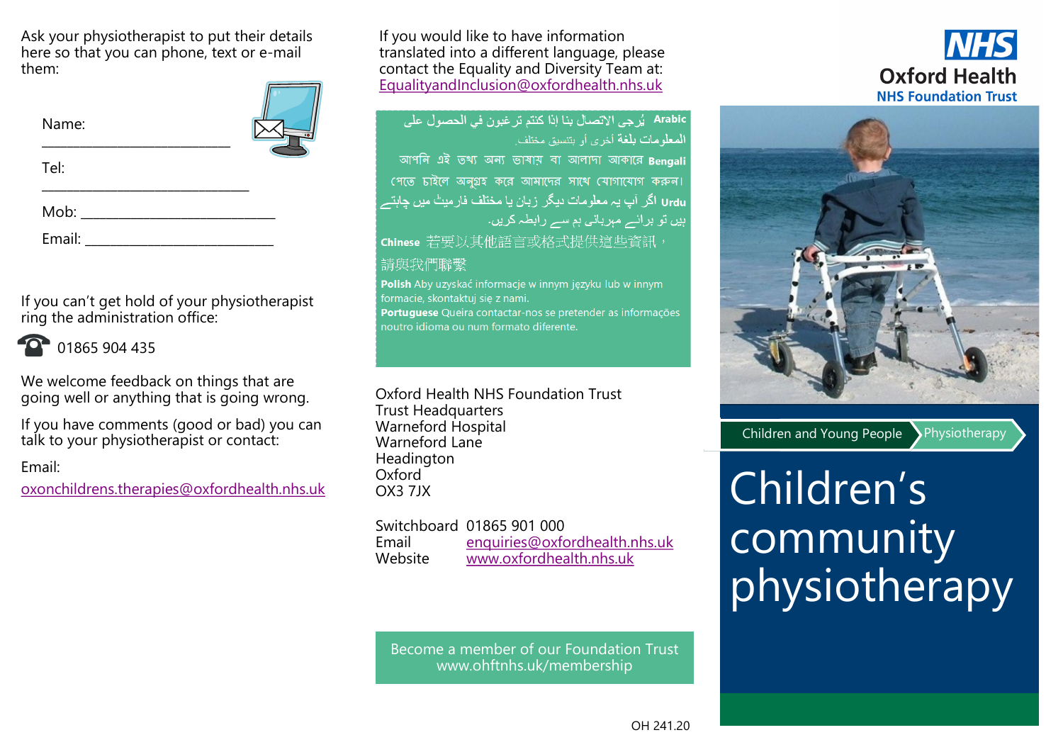Ask your physiotherapist to put their details here so that you can phone, text or e-mail them:

Name: ___________________________

Tel: ______________________________

Mob: ____________________________

Email: ___________________________

If you can't get hold of your physiotherapist ring the administration office:

01865 904 435

We welcome feedback on things that are going well or anything that is going wrong.

If you have comments (good or bad) you can talk to your physiotherapist or contact:

Email:

oxonchildrens.therapies@oxfordhealth.nhs.uk

If you would like to have information translated into a different language, please contact the Equality and Diversity Team at: EqualityandInclusion@oxfordhealth.nhs.uk

**Arabic** يُرجى الاتصال بنا إذا كنتم ترغبون في الحصول على المعلومات بلغة أخرى أو بتنسيق مختلف.

**Bengali** আপনি এই তথ্য অন্য ভাষায় বা আলাদা আকারে পেতে চাইলে অনুগ্রহ করে আমাদের সাথে যোগাযোগ করুন।

**Urdu** اگر آپ یہ معلومات دیگر زبان یا مختلف فارمیٹ میں چاہتے ہیں تو برائے مہربانی ہم سے رابطہ کریں۔

**Chinese** 若要以其他語言或格式提供這些資訊，請與我們聯繫

**Polish** Aby uzyskać informacje w innym języku lub w innym formacie, skontaktuj się z nami.

**Portuguese** Queira contactar-nos se pretender as informações noutro idioma ou num formato diferente.

Oxford Health NHS Foundation Trust
Trust Headquarters
Warneford Hospital
Warneford Lane
Headington
Oxford
OX3 7JX

Switchboard 01865 901 000
Email enquiries@oxfordhealth.nhs.uk
Website www.oxfordhealth.nhs.uk

Become a member of our Foundation Trust
www.ohftnhs.uk/membership

OH 241.20

NHS
Oxford Health
NHS Foundation Trust

Children and Young People | Physiotherapy

# Children's community physiotherapy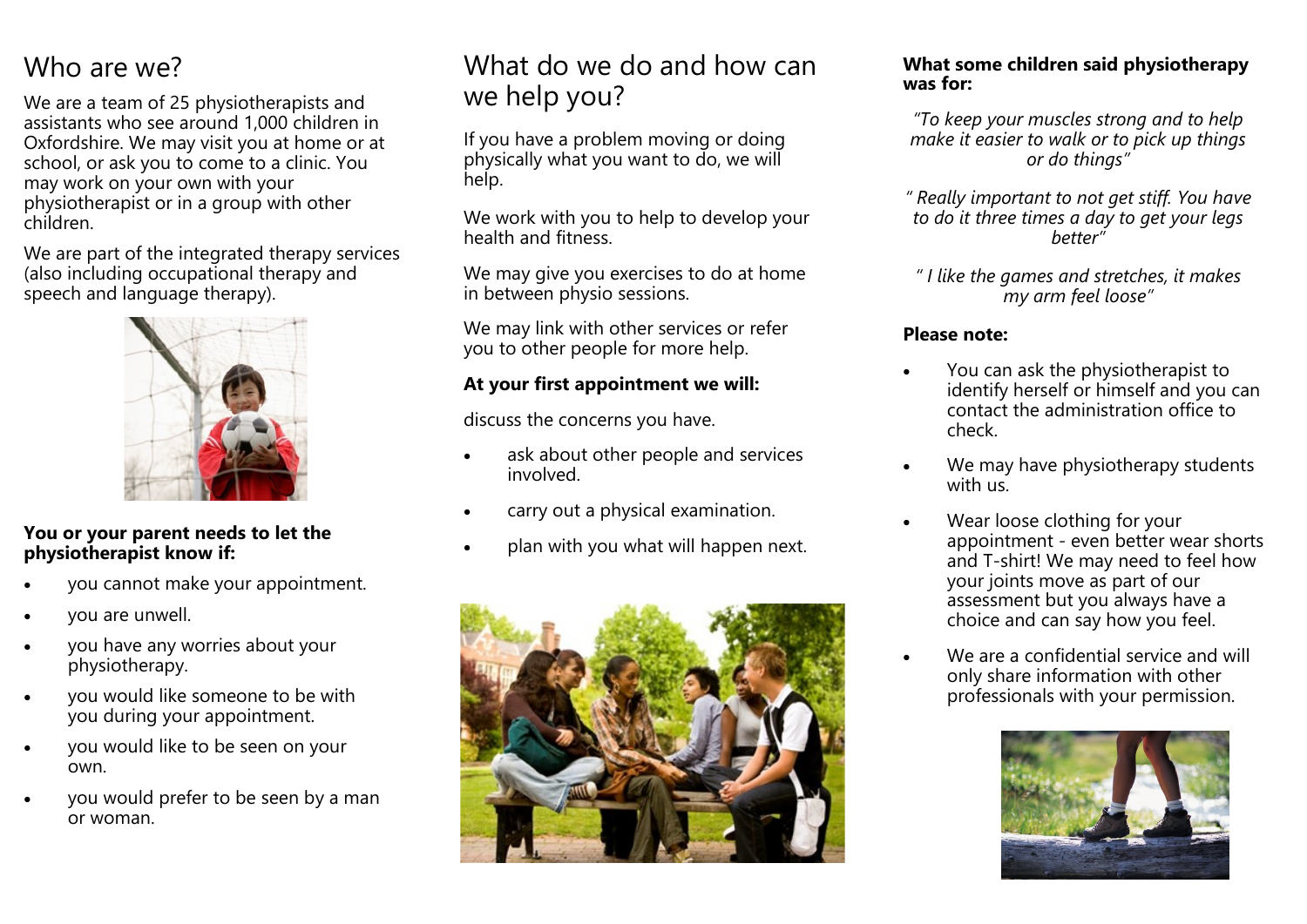# Who are we?

We are a team of 25 physiotherapists and assistants who see around 1,000 children in Oxfordshire. We may visit you at home or at school, or ask you to come to a clinic. You may work on your own with your physiotherapist or in a group with other children.

We are part of the integrated therapy services (also including occupational therapy and speech and language therapy).

**You or your parent needs to let the physiotherapist know if:**

- you cannot make your appointment.
- you are unwell.
- you have any worries about your physiotherapy.
- you would like someone to be with you during your appointment.
- you would like to be seen on your own.
- you would prefer to be seen by a man or woman.

# What do we do and how can we help you?

If you have a problem moving or doing physically what you want to do, we will help.

We work with you to help to develop your health and fitness.

We may give you exercises to do at home in between physio sessions.

We may link with other services or refer you to other people for more help.

**At your first appointment we will:**

discuss the concerns you have.

- ask about other people and services involved.
- carry out a physical examination.
- plan with you what will happen next.

**What some children said physiotherapy was for:**

*"To keep your muscles strong and to help make it easier to walk or to pick up things or do things"*

*" Really important to not get stiff. You have to do it three times a day to get your legs better"*

*" I like the games and stretches, it makes my arm feel loose"*

**Please note:**

- You can ask the physiotherapist to identify herself or himself and you can contact the administration office to check.
- We may have physiotherapy students with us.
- Wear loose clothing for your appointment - even better wear shorts and T-shirt! We may need to feel how your joints move as part of our assessment but you always have a choice and can say how you feel.
- We are a confidential service and will only share information with other professionals with your permission.